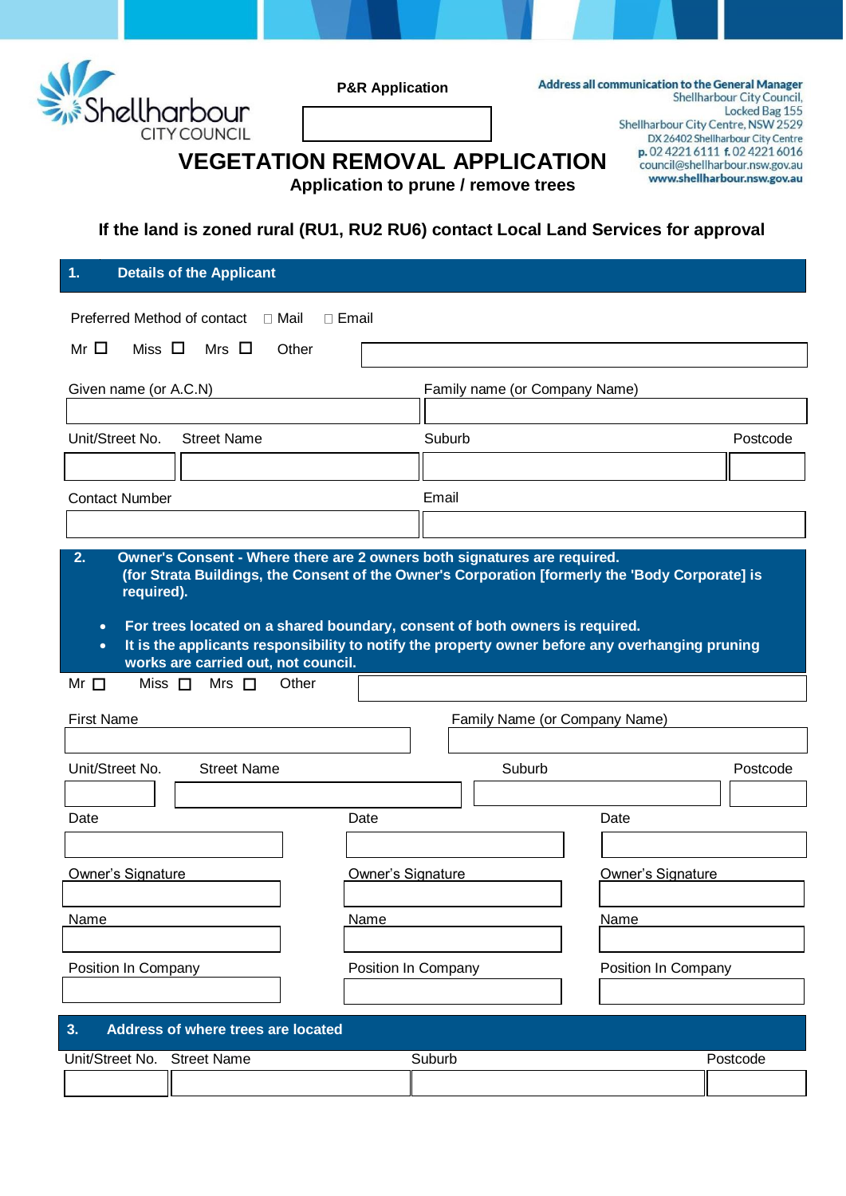Shellharbour CITY COUNCIL

**P&R Application**

Address all communication to the General Manager
Shellharbour City Council,
Locked Bag 155
Shellharbour City Centre, NSW 2529
DX 26402 Shellharbour City Centre
p. 02 4221 6111 f. 02 4221 6016
council@shellharbour.nsw.gov.au
www.shellharbour.nsw.gov.au

# VEGETATION REMOVAL APPLICATION

**Application to prune / remove trees**

**If the land is zoned rural (RU1, RU2 RU6) contact Local Land Services for approval**

## 1. Details of the Applicant

Preferred Method of contact ☐ Mail ☐ Email

Mr ☐ Miss ☐ Mrs ☐ Other

| Given name (or A.C.N) | Family name (or Company Name) |
|---|---|
| | |

| Unit/Street No. | Street Name | Suburb | Postcode |
|---|---|---|---|
| | | | |

| Contact Number | Email |
|---|---|
| | |

## 2. Owner's Consent - Where there are 2 owners both signatures are required.

**(for Strata Buildings, the Consent of the Owner's Corporation [formerly the 'Body Corporate] is required).**

- **For trees located on a shared boundary, consent of both owners is required.**
- **It is the applicants responsibility to notify the property owner before any overhanging pruning works are carried out, not council.**

Mr ☐ Miss ☐ Mrs ☐ Other

| First Name | Family Name (or Company Name) |
|---|---|
| | |

| Unit/Street No. | Street Name | Suburb | Postcode |
|---|---|---|---|
| | | | |

| Date | Date | Date |
|---|---|---|
| | | |
| Owner's Signature | Owner's Signature | Owner's Signature |
| | | |
| Name | Name | Name |
| | | |
| Position In Company | Position In Company | Position In Company |
| | | |

## 3. Address of where trees are located

| Unit/Street No. | Street Name | Suburb | Postcode |
|---|---|---|---|
| | | | |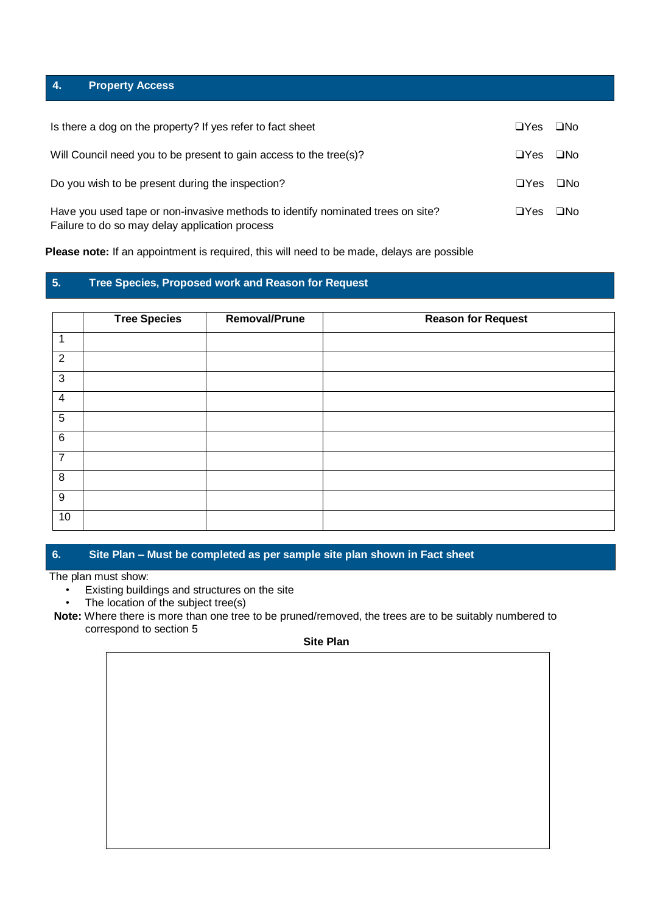## 4. Property Access

| | |
|---|---|
| Is there a dog on the property? If yes refer to fact sheet | ❑Yes ❑No |
| Will Council need you to be present to gain access to the tree(s)? | ❑Yes ❑No |
| Do you wish to be present during the inspection? | ❑Yes ❑No |
| Have you used tape or non-invasive methods to identify nominated trees on site? Failure to do so may delay application process | ❑Yes ❑No |

**Please note:** If an appointment is required, this will need to be made, delays are possible

## 5. Tree Species, Proposed work and Reason for Request

| | Tree Species | Removal/Prune | Reason for Request |
|---|---|---|---|
| 1 | | | |
| 2 | | | |
| 3 | | | |
| 4 | | | |
| 5 | | | |
| 6 | | | |
| 7 | | | |
| 8 | | | |
| 9 | | | |
| 10 | | | |

## 6. Site Plan – Must be completed as per sample site plan shown in Fact sheet

The plan must show:

- Existing buildings and structures on the site
- The location of the subject tree(s)

**Note:** Where there is more than one tree to be pruned/removed, the trees are to be suitably numbered to correspond to section 5

**Site Plan**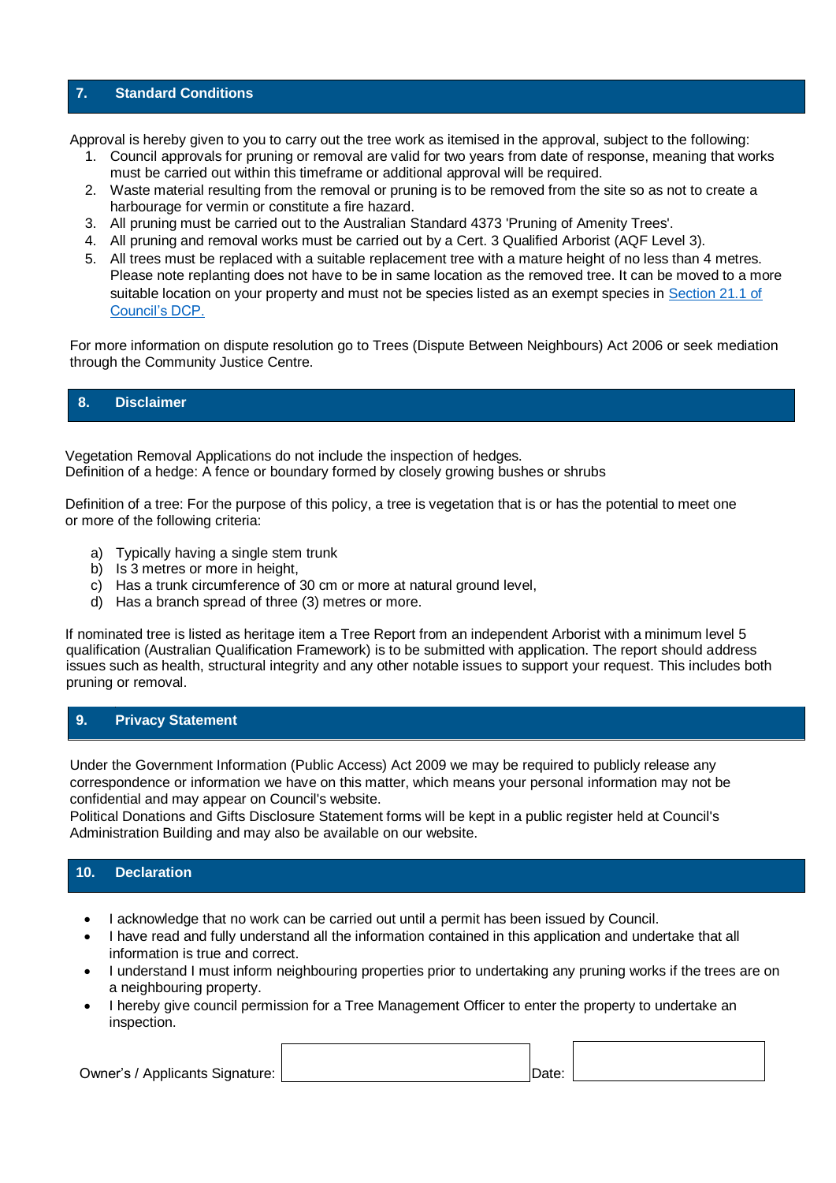## 7. Standard Conditions

Approval is hereby given to you to carry out the tree work as itemised in the approval, subject to the following:

1. Council approvals for pruning or removal are valid for two years from date of response, meaning that works must be carried out within this timeframe or additional approval will be required.
2. Waste material resulting from the removal or pruning is to be removed from the site so as not to create a harbourage for vermin or constitute a fire hazard.
3. All pruning must be carried out to the Australian Standard 4373 'Pruning of Amenity Trees'.
4. All pruning and removal works must be carried out by a Cert. 3 Qualified Arborist (AQF Level 3).
5. All trees must be replaced with a suitable replacement tree with a mature height of no less than 4 metres. Please note replanting does not have to be in same location as the removed tree. It can be moved to a more suitable location on your property and must not be species listed as an exempt species in Section 21.1 of Council's DCP.

For more information on dispute resolution go to Trees (Dispute Between Neighbours) Act 2006 or seek mediation through the Community Justice Centre.

## 8. Disclaimer

Vegetation Removal Applications do not include the inspection of hedges.
Definition of a hedge: A fence or boundary formed by closely growing bushes or shrubs

Definition of a tree: For the purpose of this policy, a tree is vegetation that is or has the potential to meet one or more of the following criteria:

a) Typically having a single stem trunk
b) Is 3 metres or more in height,
c) Has a trunk circumference of 30 cm or more at natural ground level,
d) Has a branch spread of three (3) metres or more.

If nominated tree is listed as heritage item a Tree Report from an independent Arborist with a minimum level 5 qualification (Australian Qualification Framework) is to be submitted with application. The report should address issues such as health, structural integrity and any other notable issues to support your request. This includes both pruning or removal.

## 9. Privacy Statement

Under the Government Information (Public Access) Act 2009 we may be required to publicly release any correspondence or information we have on this matter, which means your personal information may not be confidential and may appear on Council's website.
Political Donations and Gifts Disclosure Statement forms will be kept in a public register held at Council's Administration Building and may also be available on our website.

## 10. Declaration

- I acknowledge that no work can be carried out until a permit has been issued by Council.
- I have read and fully understand all the information contained in this application and undertake that all information is true and correct.
- I understand I must inform neighbouring properties prior to undertaking any pruning works if the trees are on a neighbouring property.
- I hereby give council permission for a Tree Management Officer to enter the property to undertake an inspection.

Owner's / Applicants Signature: ____________________ Date: ____________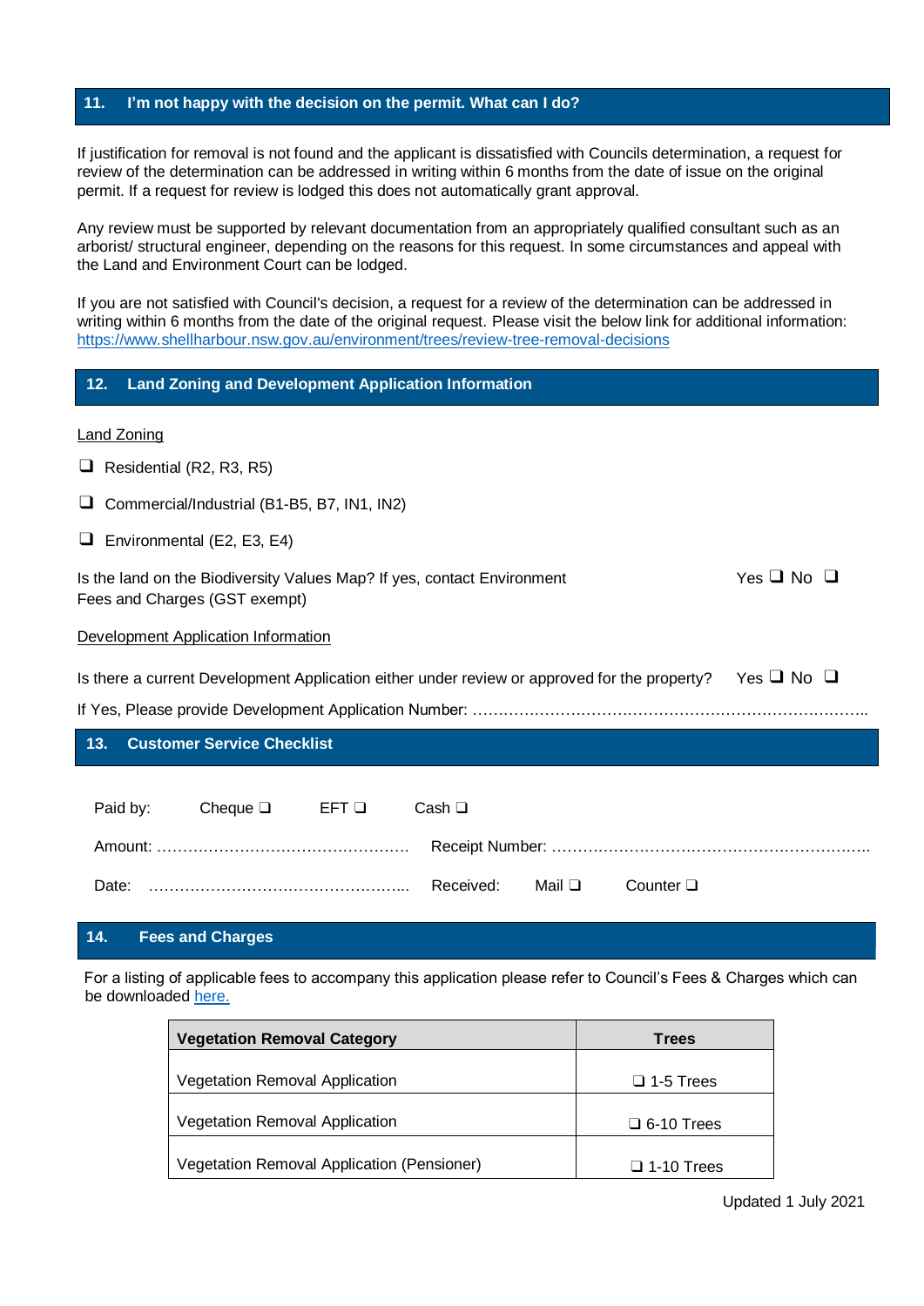## 11. I'm not happy with the decision on the permit. What can I do?

If justification for removal is not found and the applicant is dissatisfied with Councils determination, a request for review of the determination can be addressed in writing within 6 months from the date of issue on the original permit. If a request for review is lodged this does not automatically grant approval.

Any review must be supported by relevant documentation from an appropriately qualified consultant such as an arborist/ structural engineer, depending on the reasons for this request. In some circumstances and appeal with the Land and Environment Court can be lodged.

If you are not satisfied with Council's decision, a request for a review of the determination can be addressed in writing within 6 months from the date of the original request. Please visit the below link for additional information: https://www.shellharbour.nsw.gov.au/environment/trees/review-tree-removal-decisions

## 12. Land Zoning and Development Application Information

Land Zoning

❑ Residential (R2, R3, R5)

❑ Commercial/Industrial (B1-B5, B7, IN1, IN2)

❑ Environmental (E2, E3, E4)

Is the land on the Biodiversity Values Map? If yes, contact Environment Fees and Charges (GST exempt) Yes ❑ No ❑

Development Application Information

Is there a current Development Application either under review or approved for the property? Yes ❑ No ❑

If Yes, Please provide Development Application Number: ……………………………………………………………………..

## 13. Customer Service Checklist

Paid by: Cheque ❑ EFT ❑ Cash ❑

Amount: …………………………………………… Receipt Number: ……………………………………………………..

Date: …………………………………………….. Received: Mail ❑ Counter ❑

## 14. Fees and Charges

For a listing of applicable fees to accompany this application please refer to Council's Fees & Charges which can be downloaded here.

| Vegetation Removal Category | Trees |
|---|---|
| Vegetation Removal Application | ❑ 1-5 Trees |
| Vegetation Removal Application | ❑ 6-10 Trees |
| Vegetation Removal Application (Pensioner) | ❑ 1-10 Trees |

Updated 1 July 2021